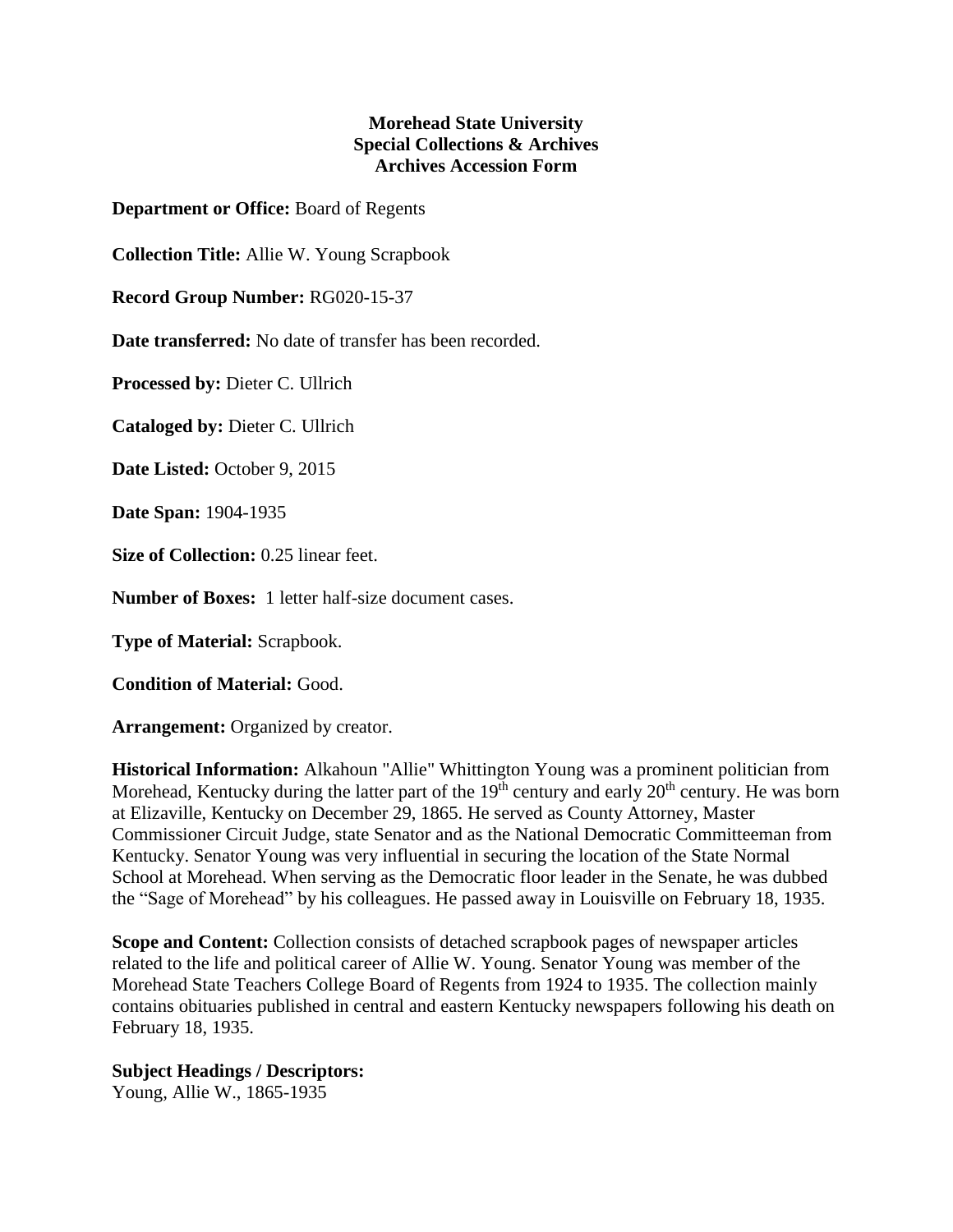**Morehead State University**
**Special Collections & Archives**
**Archives Accession Form**

**Department or Office:** Board of Regents

**Collection Title:** Allie W. Young Scrapbook

**Record Group Number:** RG020-15-37

**Date transferred:** No date of transfer has been recorded.

**Processed by:** Dieter C. Ullrich

**Cataloged by:** Dieter C. Ullrich

**Date Listed:** October 9, 2015

**Date Span:** 1904-1935

**Size of Collection:** 0.25 linear feet.

**Number of Boxes:** 1 letter half-size document cases.

**Type of Material:** Scrapbook.

**Condition of Material:** Good.

**Arrangement:** Organized by creator.

**Historical Information:** Alkahoun "Allie" Whittington Young was a prominent politician from Morehead, Kentucky during the latter part of the 19th century and early 20th century. He was born at Elizaville, Kentucky on December 29, 1865. He served as County Attorney, Master Commissioner Circuit Judge, state Senator and as the National Democratic Committeeman from Kentucky. Senator Young was very influential in securing the location of the State Normal School at Morehead. When serving as the Democratic floor leader in the Senate, he was dubbed the "Sage of Morehead" by his colleagues. He passed away in Louisville on February 18, 1935.

**Scope and Content:** Collection consists of detached scrapbook pages of newspaper articles related to the life and political career of Allie W. Young. Senator Young was member of the Morehead State Teachers College Board of Regents from 1924 to 1935. The collection mainly contains obituaries published in central and eastern Kentucky newspapers following his death on February 18, 1935.

**Subject Headings / Descriptors:**
Young, Allie W., 1865-1935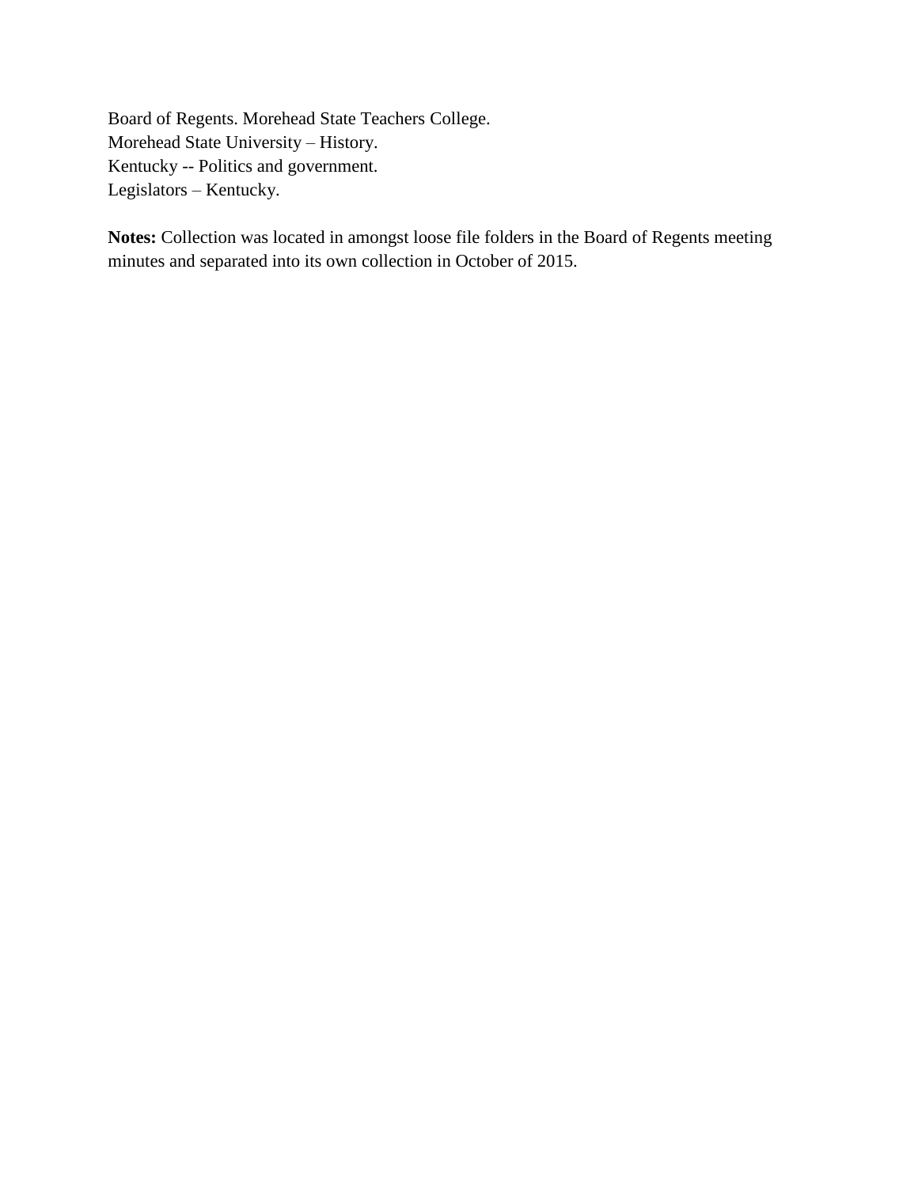Board of Regents. Morehead State Teachers College.
Morehead State University – History.
Kentucky -- Politics and government.
Legislators – Kentucky.

**Notes:** Collection was located in amongst loose file folders in the Board of Regents meeting minutes and separated into its own collection in October of 2015.